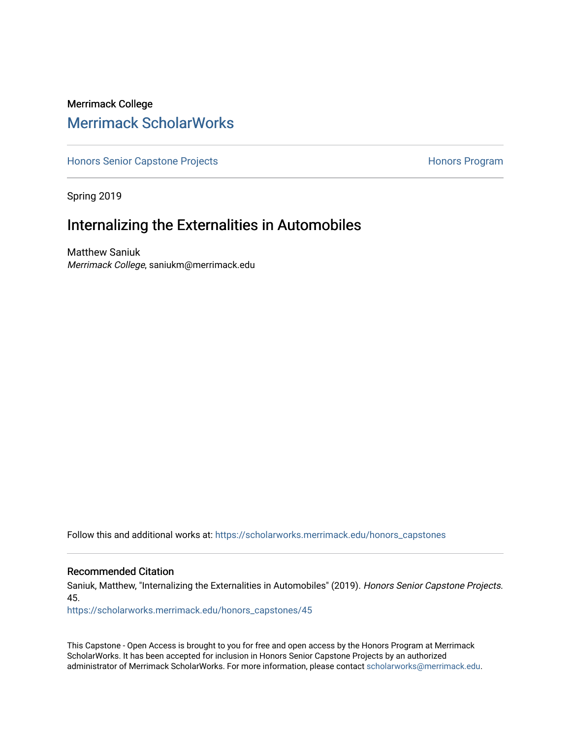Merrimack College

# Merrimack ScholarWorks

Honors Senior Capstone Projects | Honors Program

Spring 2019

## Internalizing the Externalities in Automobiles

Matthew Saniuk

*Merrimack College*, saniukm@merrimack.edu

Follow this and additional works at: https://scholarworks.merrimack.edu/honors_capstones

### Recommended Citation

Saniuk, Matthew, "Internalizing the Externalities in Automobiles" (2019). *Honors Senior Capstone Projects*. 45.

https://scholarworks.merrimack.edu/honors_capstones/45

This Capstone - Open Access is brought to you for free and open access by the Honors Program at Merrimack ScholarWorks. It has been accepted for inclusion in Honors Senior Capstone Projects by an authorized administrator of Merrimack ScholarWorks. For more information, please contact scholarworks@merrimack.edu.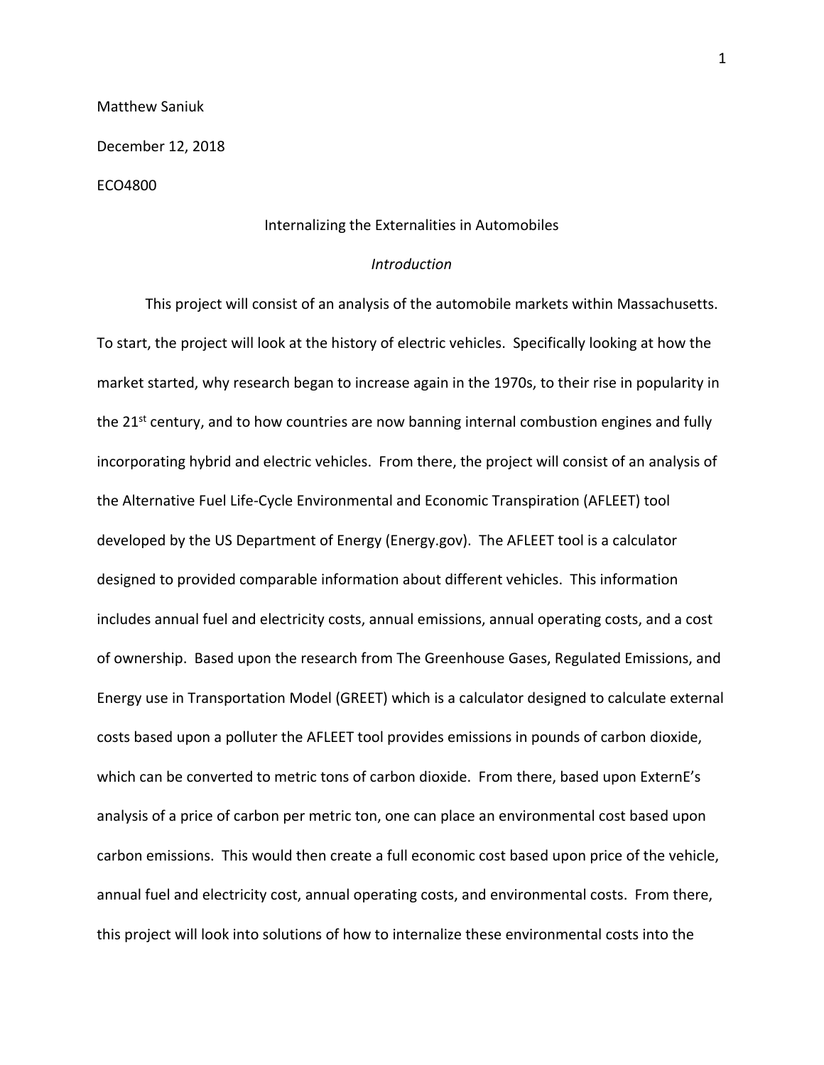Matthew Saniuk

December 12, 2018

ECO4800

# Internalizing the Externalities in Automobiles

## *Introduction*

This project will consist of an analysis of the automobile markets within Massachusetts. To start, the project will look at the history of electric vehicles. Specifically looking at how the market started, why research began to increase again in the 1970s, to their rise in popularity in the 21st century, and to how countries are now banning internal combustion engines and fully incorporating hybrid and electric vehicles. From there, the project will consist of an analysis of the Alternative Fuel Life-Cycle Environmental and Economic Transpiration (AFLEET) tool developed by the US Department of Energy (Energy.gov). The AFLEET tool is a calculator designed to provided comparable information about different vehicles. This information includes annual fuel and electricity costs, annual emissions, annual operating costs, and a cost of ownership. Based upon the research from The Greenhouse Gases, Regulated Emissions, and Energy use in Transportation Model (GREET) which is a calculator designed to calculate external costs based upon a polluter the AFLEET tool provides emissions in pounds of carbon dioxide, which can be converted to metric tons of carbon dioxide. From there, based upon ExternE's analysis of a price of carbon per metric ton, one can place an environmental cost based upon carbon emissions. This would then create a full economic cost based upon price of the vehicle, annual fuel and electricity cost, annual operating costs, and environmental costs. From there, this project will look into solutions of how to internalize these environmental costs into the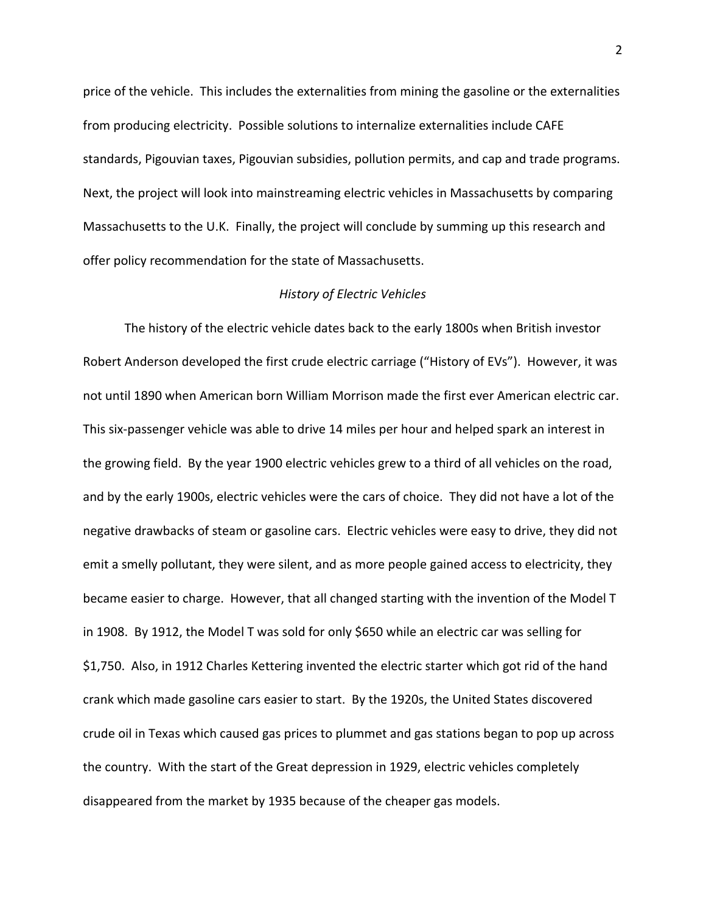price of the vehicle. This includes the externalities from mining the gasoline or the externalities from producing electricity. Possible solutions to internalize externalities include CAFE standards, Pigouvian taxes, Pigouvian subsidies, pollution permits, and cap and trade programs. Next, the project will look into mainstreaming electric vehicles in Massachusetts by comparing Massachusetts to the U.K. Finally, the project will conclude by summing up this research and offer policy recommendation for the state of Massachusetts.

*History of Electric Vehicles*

The history of the electric vehicle dates back to the early 1800s when British investor Robert Anderson developed the first crude electric carriage ("History of EVs"). However, it was not until 1890 when American born William Morrison made the first ever American electric car. This six-passenger vehicle was able to drive 14 miles per hour and helped spark an interest in the growing field. By the year 1900 electric vehicles grew to a third of all vehicles on the road, and by the early 1900s, electric vehicles were the cars of choice. They did not have a lot of the negative drawbacks of steam or gasoline cars. Electric vehicles were easy to drive, they did not emit a smelly pollutant, they were silent, and as more people gained access to electricity, they became easier to charge. However, that all changed starting with the invention of the Model T in 1908. By 1912, the Model T was sold for only $650 while an electric car was selling for $1,750. Also, in 1912 Charles Kettering invented the electric starter which got rid of the hand crank which made gasoline cars easier to start. By the 1920s, the United States discovered crude oil in Texas which caused gas prices to plummet and gas stations began to pop up across the country. With the start of the Great depression in 1929, electric vehicles completely disappeared from the market by 1935 because of the cheaper gas models.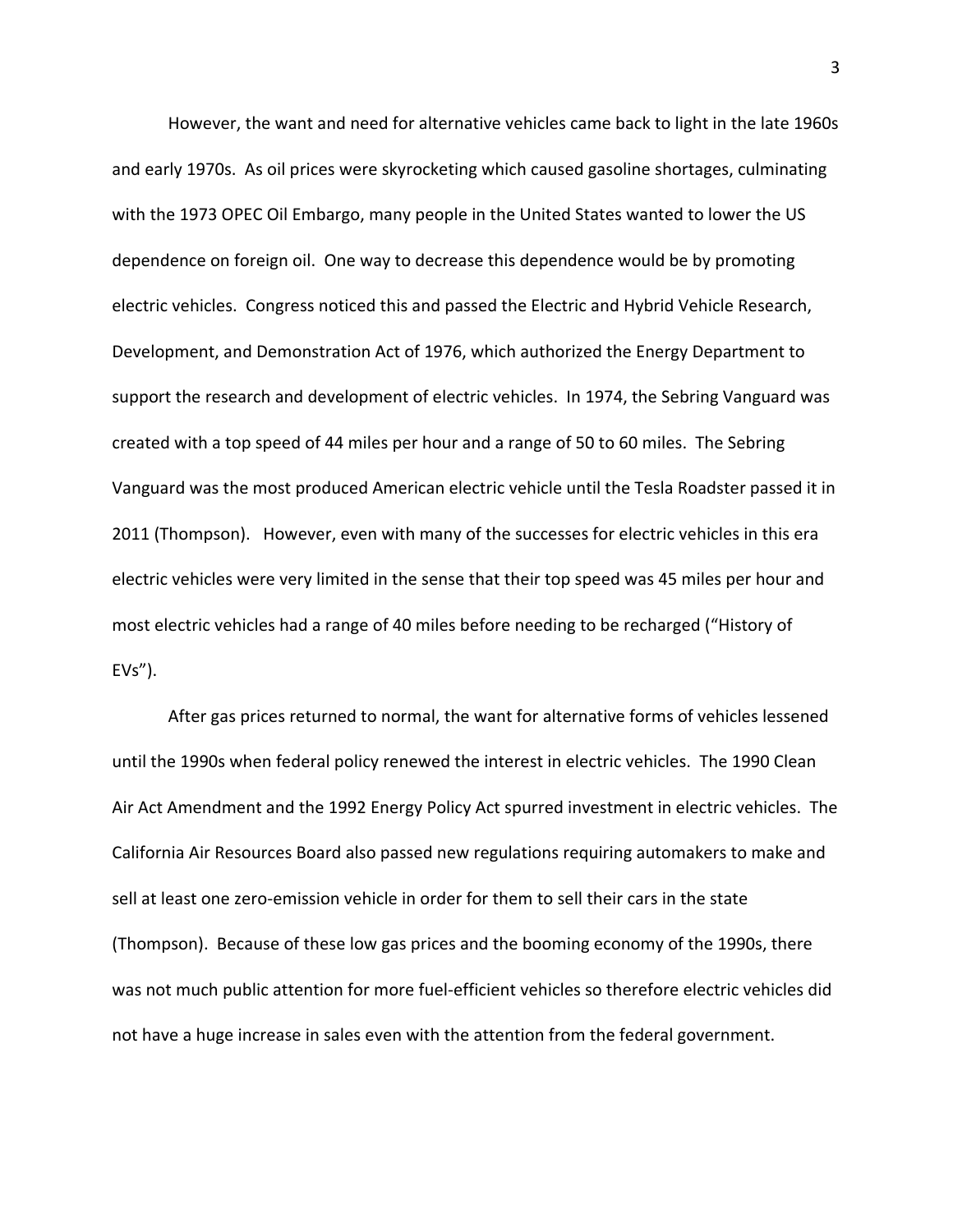However, the want and need for alternative vehicles came back to light in the late 1960s and early 1970s. As oil prices were skyrocketing which caused gasoline shortages, culminating with the 1973 OPEC Oil Embargo, many people in the United States wanted to lower the US dependence on foreign oil. One way to decrease this dependence would be by promoting electric vehicles. Congress noticed this and passed the Electric and Hybrid Vehicle Research, Development, and Demonstration Act of 1976, which authorized the Energy Department to support the research and development of electric vehicles. In 1974, the Sebring Vanguard was created with a top speed of 44 miles per hour and a range of 50 to 60 miles. The Sebring Vanguard was the most produced American electric vehicle until the Tesla Roadster passed it in 2011 (Thompson). However, even with many of the successes for electric vehicles in this era electric vehicles were very limited in the sense that their top speed was 45 miles per hour and most electric vehicles had a range of 40 miles before needing to be recharged ("History of EVs").

After gas prices returned to normal, the want for alternative forms of vehicles lessened until the 1990s when federal policy renewed the interest in electric vehicles. The 1990 Clean Air Act Amendment and the 1992 Energy Policy Act spurred investment in electric vehicles. The California Air Resources Board also passed new regulations requiring automakers to make and sell at least one zero-emission vehicle in order for them to sell their cars in the state (Thompson). Because of these low gas prices and the booming economy of the 1990s, there was not much public attention for more fuel-efficient vehicles so therefore electric vehicles did not have a huge increase in sales even with the attention from the federal government.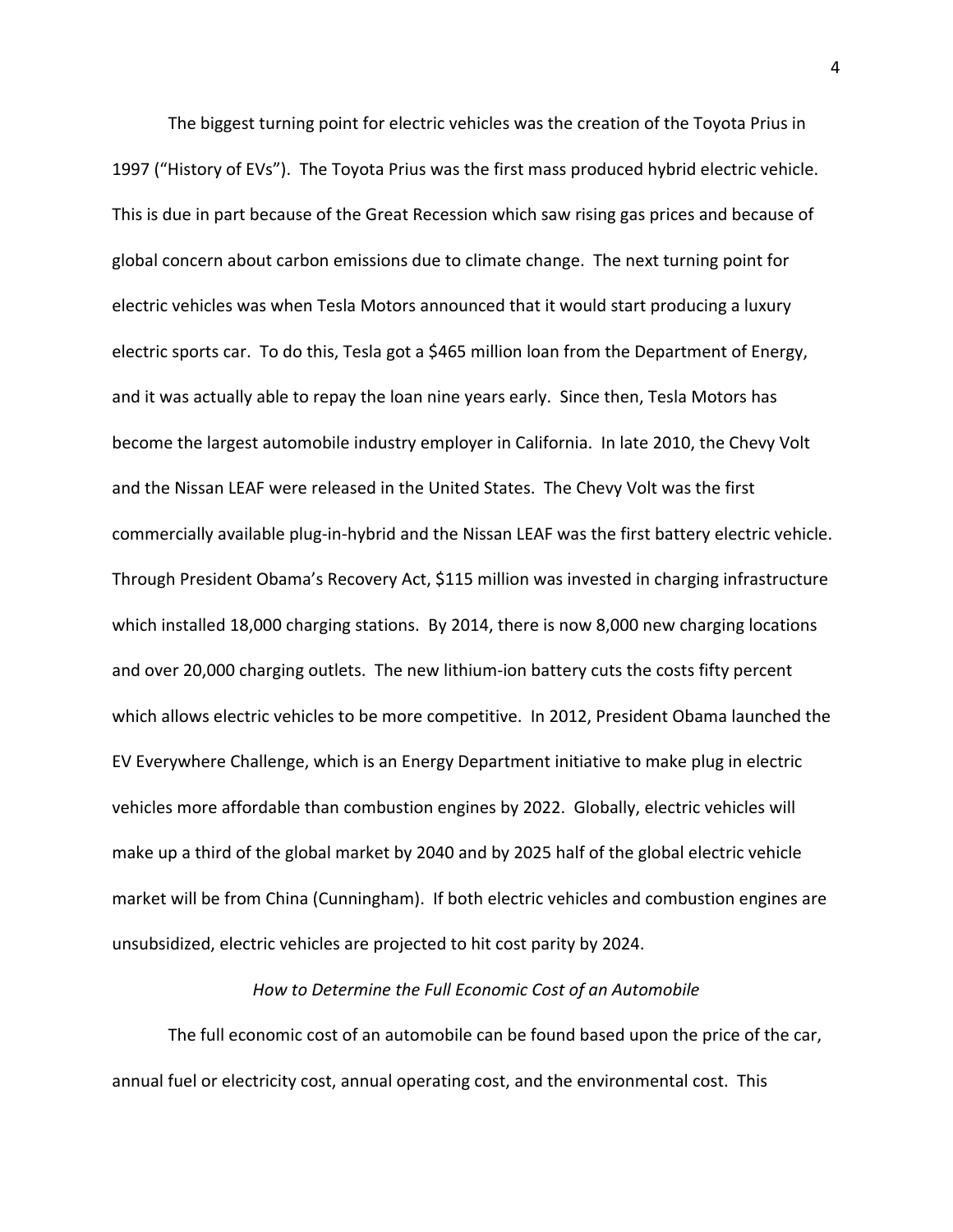The biggest turning point for electric vehicles was the creation of the Toyota Prius in 1997 ("History of EVs"). The Toyota Prius was the first mass produced hybrid electric vehicle. This is due in part because of the Great Recession which saw rising gas prices and because of global concern about carbon emissions due to climate change. The next turning point for electric vehicles was when Tesla Motors announced that it would start producing a luxury electric sports car. To do this, Tesla got a $465 million loan from the Department of Energy, and it was actually able to repay the loan nine years early. Since then, Tesla Motors has become the largest automobile industry employer in California. In late 2010, the Chevy Volt and the Nissan LEAF were released in the United States. The Chevy Volt was the first commercially available plug-in-hybrid and the Nissan LEAF was the first battery electric vehicle. Through President Obama's Recovery Act, $115 million was invested in charging infrastructure which installed 18,000 charging stations. By 2014, there is now 8,000 new charging locations and over 20,000 charging outlets. The new lithium-ion battery cuts the costs fifty percent which allows electric vehicles to be more competitive. In 2012, President Obama launched the EV Everywhere Challenge, which is an Energy Department initiative to make plug in electric vehicles more affordable than combustion engines by 2022. Globally, electric vehicles will make up a third of the global market by 2040 and by 2025 half of the global electric vehicle market will be from China (Cunningham). If both electric vehicles and combustion engines are unsubsidized, electric vehicles are projected to hit cost parity by 2024.

*How to Determine the Full Economic Cost of an Automobile*

The full economic cost of an automobile can be found based upon the price of the car, annual fuel or electricity cost, annual operating cost, and the environmental cost. This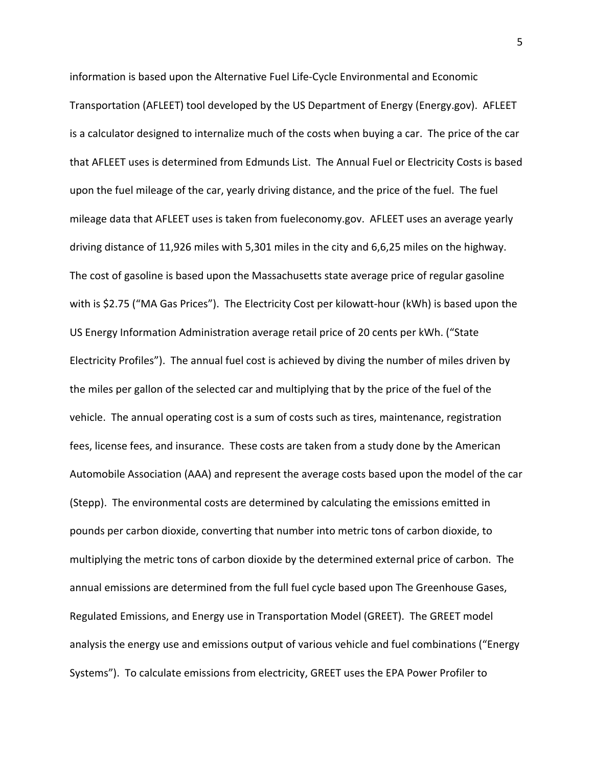information is based upon the Alternative Fuel Life-Cycle Environmental and Economic Transportation (AFLEET) tool developed by the US Department of Energy (Energy.gov). AFLEET is a calculator designed to internalize much of the costs when buying a car. The price of the car that AFLEET uses is determined from Edmunds List. The Annual Fuel or Electricity Costs is based upon the fuel mileage of the car, yearly driving distance, and the price of the fuel. The fuel mileage data that AFLEET uses is taken from fueleconomy.gov. AFLEET uses an average yearly driving distance of 11,926 miles with 5,301 miles in the city and 6,6,25 miles on the highway. The cost of gasoline is based upon the Massachusetts state average price of regular gasoline with is $2.75 ("MA Gas Prices"). The Electricity Cost per kilowatt-hour (kWh) is based upon the US Energy Information Administration average retail price of 20 cents per kWh. ("State Electricity Profiles"). The annual fuel cost is achieved by diving the number of miles driven by the miles per gallon of the selected car and multiplying that by the price of the fuel of the vehicle. The annual operating cost is a sum of costs such as tires, maintenance, registration fees, license fees, and insurance. These costs are taken from a study done by the American Automobile Association (AAA) and represent the average costs based upon the model of the car (Stepp). The environmental costs are determined by calculating the emissions emitted in pounds per carbon dioxide, converting that number into metric tons of carbon dioxide, to multiplying the metric tons of carbon dioxide by the determined external price of carbon. The annual emissions are determined from the full fuel cycle based upon The Greenhouse Gases, Regulated Emissions, and Energy use in Transportation Model (GREET). The GREET model analysis the energy use and emissions output of various vehicle and fuel combinations ("Energy Systems"). To calculate emissions from electricity, GREET uses the EPA Power Profiler to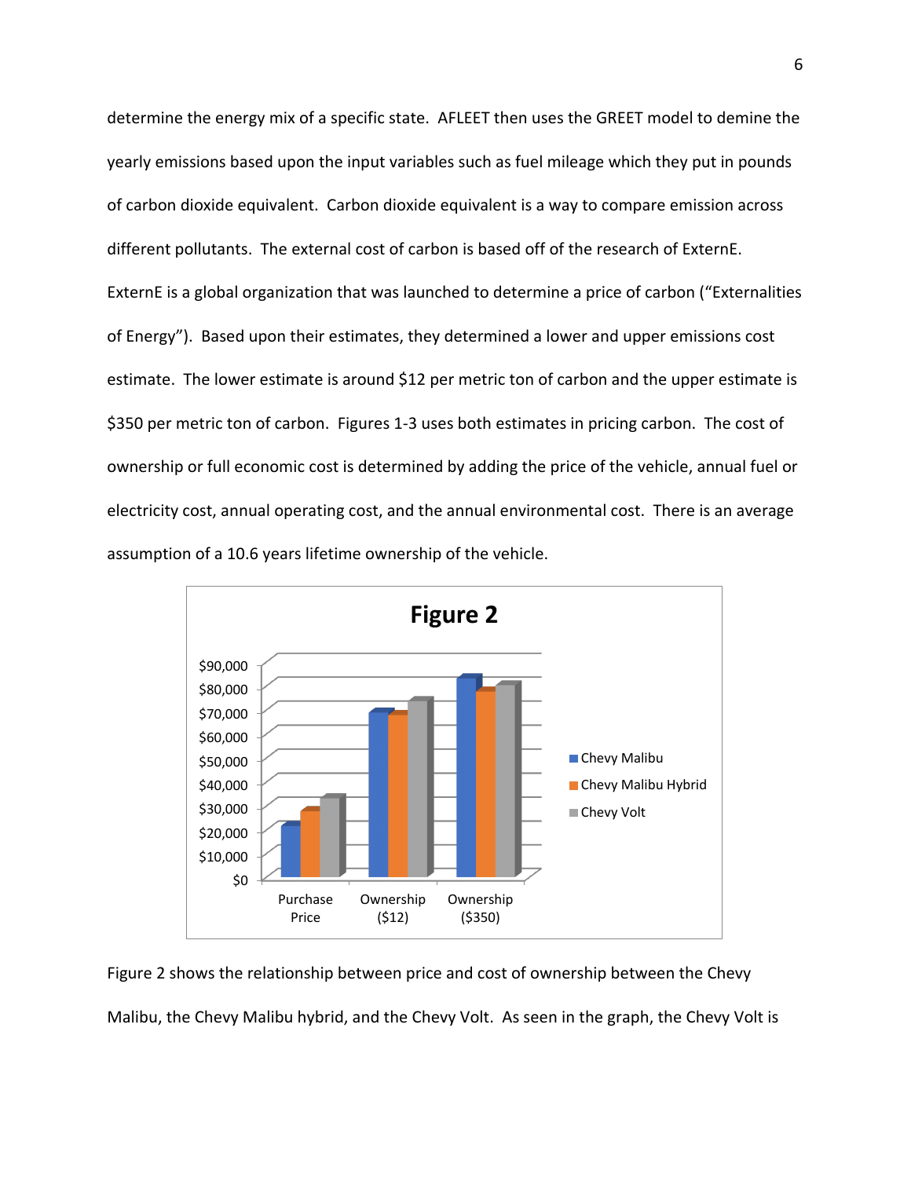determine the energy mix of a specific state. AFLEET then uses the GREET model to demine the yearly emissions based upon the input variables such as fuel mileage which they put in pounds of carbon dioxide equivalent. Carbon dioxide equivalent is a way to compare emission across different pollutants. The external cost of carbon is based off of the research of ExternE. ExternE is a global organization that was launched to determine a price of carbon ("Externalities of Energy"). Based upon their estimates, they determined a lower and upper emissions cost estimate. The lower estimate is around $12 per metric ton of carbon and the upper estimate is $350 per metric ton of carbon. Figures 1-3 uses both estimates in pricing carbon. The cost of ownership or full economic cost is determined by adding the price of the vehicle, annual fuel or electricity cost, annual operating cost, and the annual environmental cost. There is an average assumption of a 10.6 years lifetime ownership of the vehicle.

**Figure 2**

Figure 2 shows the relationship between price and cost of ownership between the Chevy Malibu, the Chevy Malibu hybrid, and the Chevy Volt. As seen in the graph, the Chevy Volt is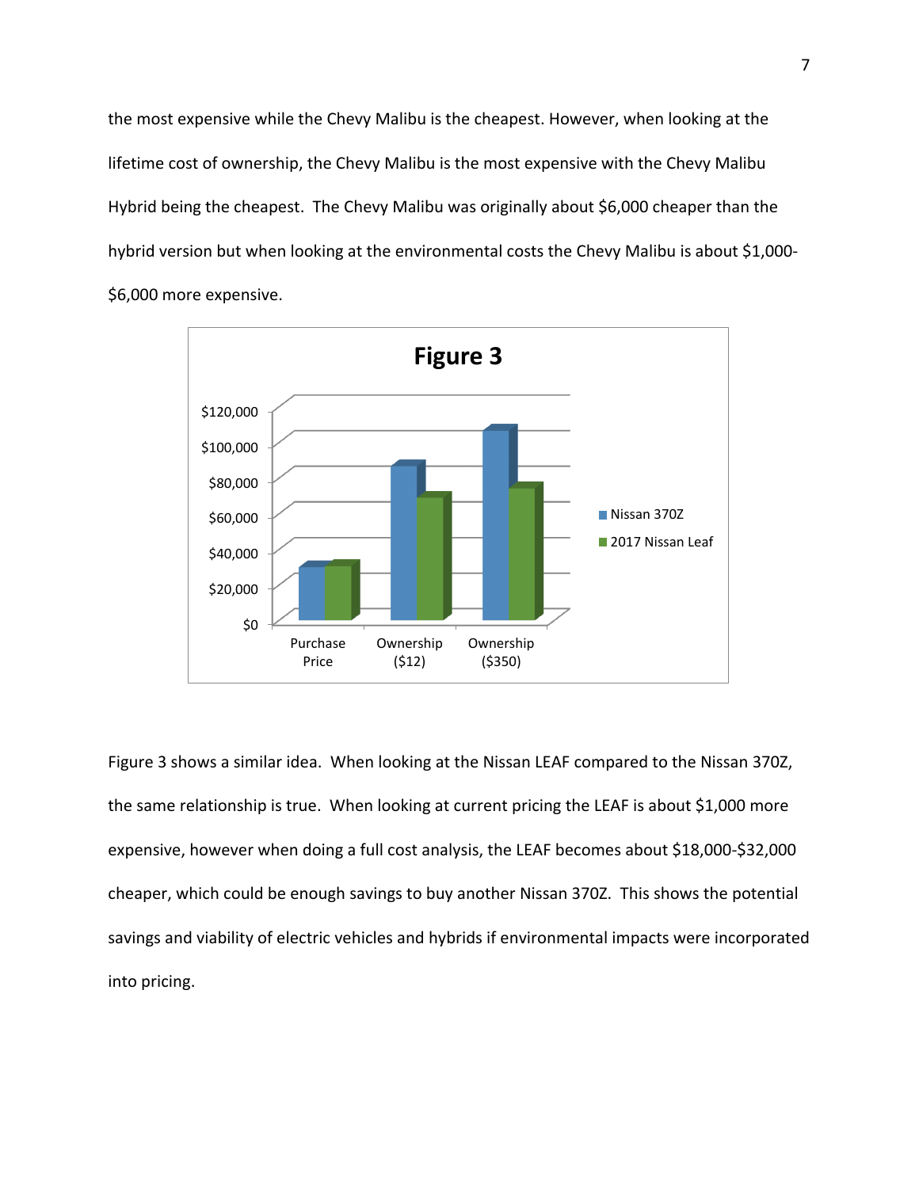the most expensive while the Chevy Malibu is the cheapest. However, when looking at the lifetime cost of ownership, the Chevy Malibu is the most expensive with the Chevy Malibu Hybrid being the cheapest. The Chevy Malibu was originally about $6,000 cheaper than the hybrid version but when looking at the environmental costs the Chevy Malibu is about $1,000-$6,000 more expensive.

Figure 3 shows a similar idea. When looking at the Nissan LEAF compared to the Nissan 370Z, the same relationship is true. When looking at current pricing the LEAF is about $1,000 more expensive, however when doing a full cost analysis, the LEAF becomes about $18,000-$32,000 cheaper, which could be enough savings to buy another Nissan 370Z. This shows the potential savings and viability of electric vehicles and hybrids if environmental impacts were incorporated into pricing.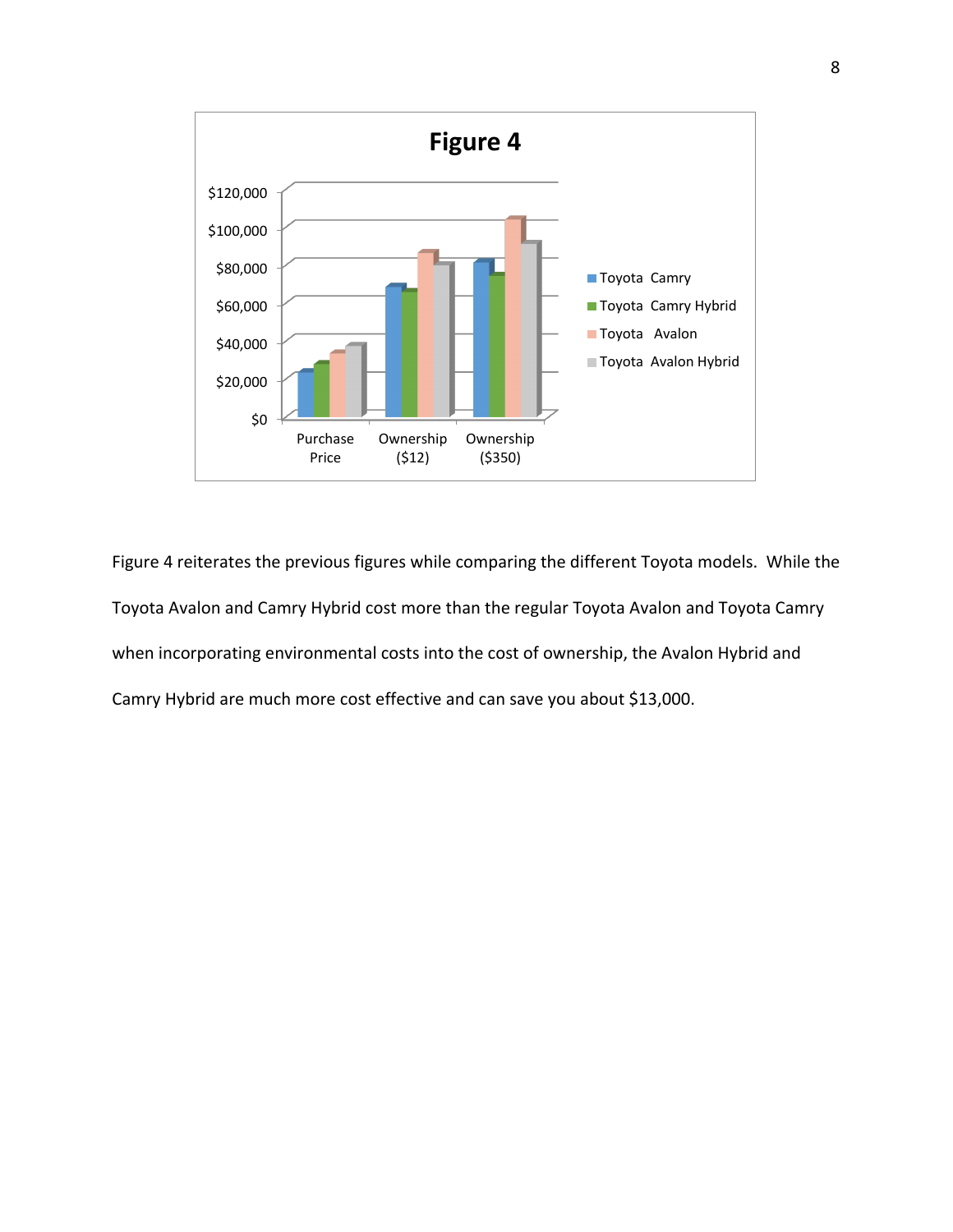**Figure 4**

Figure 4 reiterates the previous figures while comparing the different Toyota models. While the Toyota Avalon and Camry Hybrid cost more than the regular Toyota Avalon and Toyota Camry when incorporating environmental costs into the cost of ownership, the Avalon Hybrid and Camry Hybrid are much more cost effective and can save you about $13,000.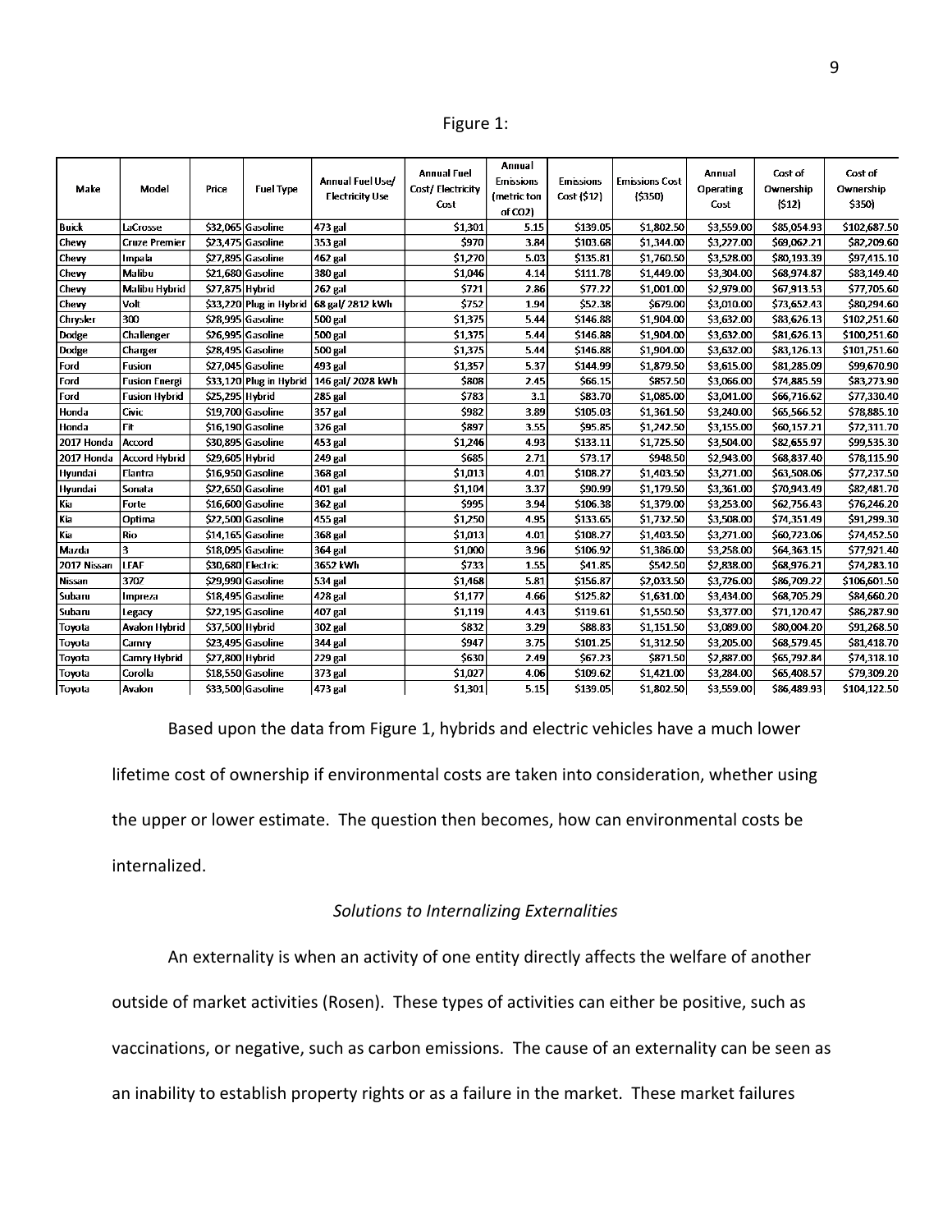Figure 1:

| Make | Model | Price | Fuel Type | Annual Fuel Use/ Electricity Use | Annual Fuel Cost/ Electricity Cost | Annual Emissions (metric ton of CO2) | Emissions Cost ($12) | Emissions Cost ($350) | Annual Operating Cost | Cost of Ownership ($12) | Cost of Ownership $350) |
|---|---|---|---|---|---|---|---|---|---|---|---|
| Buick | LaCrosse | $32,065 | Gasoline | 473 gal | $1,301 | 5.15 | $139.05 | $1,802.50 | $3,559.00 | $85,054.93 | $102,687.50 |
| Chevy | Cruze Premier | $23,475 | Gasoline | 353 gal | $970 | 3.84 | $103.68 | $1,344.00 | $3,227.00 | $69,062.21 | $82,209.60 |
| Chevy | Impala | $27,895 | Gasoline | 462 gal | $1,270 | 5.03 | $135.81 | $1,760.50 | $3,528.00 | $80,193.39 | $97,415.10 |
| Chevy | Malibu | $21,680 | Gasoline | 380 gal | $1,046 | 4.14 | $111.78 | $1,449.00 | $3,304.00 | $68,974.87 | $83,149.40 |
| Chevy | Malibu Hybrid | $27,875 | Hybrid | 262 gal | $721 | 2.86 | $77.22 | $1,001.00 | $2,979.00 | $67,913.53 | $77,705.60 |
| Chevy | Volt | $33,220 | Plug in Hybrid | 68 gal/ 2812 kWh | $752 | 1.94 | $52.38 | $679.00 | $3,010.00 | $73,652.43 | $80,294.60 |
| Chrysler | 300 | $28,995 | Gasoline | 500 gal | $1,375 | 5.44 | $146.88 | $1,904.00 | $3,632.00 | $83,626.13 | $102,251.60 |
| Dodge | Challenger | $26,995 | Gasoline | 500 gal | $1,375 | 5.44 | $146.88 | $1,904.00 | $3,632.00 | $81,626.13 | $100,251.60 |
| Dodge | Charger | $28,495 | Gasoline | 500 gal | $1,375 | 5.44 | $146.88 | $1,904.00 | $3,632.00 | $83,126.13 | $101,751.60 |
| Ford | Fusion | $27,045 | Gasoline | 493 gal | $1,357 | 5.37 | $144.99 | $1,879.50 | $3,615.00 | $81,285.09 | $99,670.90 |
| Ford | Fusion Energi | $33,120 | Plug in Hybrid | 146 gal/ 2028 kWh | $808 | 2.45 | $66.15 | $857.50 | $3,066.00 | $74,885.59 | $83,273.90 |
| Ford | Fusion Hybrid | $25,295 | Hybrid | 285 gal | $783 | 3.1 | $83.70 | $1,085.00 | $3,041.00 | $66,716.62 | $77,330.40 |
| Honda | Civic | $19,700 | Gasoline | 357 gal | $982 | 3.89 | $105.03 | $1,361.50 | $3,240.00 | $65,566.52 | $78,885.10 |
| Honda | Fit | $16,190 | Gasoline | 326 gal | $897 | 3.55 | $95.85 | $1,242.50 | $3,155.00 | $60,157.21 | $72,311.70 |
| 2017 Honda | Accord | $30,895 | Gasoline | 453 gal | $1,246 | 4.93 | $133.11 | $1,725.50 | $3,504.00 | $82,655.97 | $99,535.30 |
| 2017 Honda | Accord Hybrid | $29,605 | Hybrid | 249 gal | $685 | 2.71 | $73.17 | $948.50 | $2,943.00 | $68,837.40 | $78,115.90 |
| Hyundai | Elantra | $16,950 | Gasoline | 368 gal | $1,013 | 4.01 | $108.27 | $1,403.50 | $3,271.00 | $63,508.06 | $77,237.50 |
| Hyundai | Sonata | $22,650 | Gasoline | 401 gal | $1,104 | 3.37 | $90.99 | $1,179.50 | $3,361.00 | $70,943.49 | $82,481.70 |
| Kia | Forte | $16,600 | Gasoline | 362 gal | $995 | 3.94 | $106.38 | $1,379.00 | $3,253.00 | $62,756.43 | $76,246.20 |
| Kia | Optima | $22,500 | Gasoline | 455 gal | $1,250 | 4.95 | $133.65 | $1,732.50 | $3,508.00 | $74,351.49 | $91,299.30 |
| Kia | Rio | $14,165 | Gasoline | 368 gal | $1,013 | 4.01 | $108.27 | $1,403.50 | $3,271.00 | $60,723.06 | $74,452.50 |
| Mazda | 3 | $18,095 | Gasoline | 364 gal | $1,000 | 3.96 | $106.92 | $1,386.00 | $3,258.00 | $64,363.15 | $77,921.40 |
| 2017 Nissan | LEAF | $30,680 | Electric | 3652 kWh | $733 | 1.55 | $41.85 | $542.50 | $2,838.00 | $68,976.21 | $74,283.10 |
| Nissan | 370Z | $29,990 | Gasoline | 534 gal | $1,468 | 5.81 | $156.87 | $2,033.50 | $3,776.00 | $86,709.22 | $106,601.50 |
| Subaru | Impreza | $18,495 | Gasoline | 428 gal | $1,177 | 4.66 | $125.82 | $1,631.00 | $3,434.00 | $68,705.29 | $84,660.20 |
| Subaru | Legacy | $22,195 | Gasoline | 407 gal | $1,119 | 4.43 | $119.61 | $1,550.50 | $3,377.00 | $71,120.47 | $86,287.90 |
| Toyota | Avalon Hybrid | $37,500 | Hybrid | 302 gal | $832 | 3.29 | $88.83 | $1,151.50 | $3,089.00 | $80,004.20 | $91,268.50 |
| Toyota | Camry | $23,495 | Gasoline | 344 gal | $947 | 3.75 | $101.25 | $1,312.50 | $3,205.00 | $68,579.45 | $81,418.70 |
| Toyota | Camry Hybrid | $27,800 | Hybrid | 229 gal | $630 | 2.49 | $67.23 | $871.50 | $2,887.00 | $65,792.84 | $74,318.10 |
| Toyota | Corolla | $18,550 | Gasoline | 373 gal | $1,027 | 4.06 | $109.62 | $1,421.00 | $3,284.00 | $65,408.57 | $79,309.20 |
| Toyota | Avalon | $33,500 | Gasoline | 473 gal | $1,301 | 5.15 | $139.05 | $1,802.50 | $3,559.00 | $86,489.93 | $104,122.50 |

Based upon the data from Figure 1, hybrids and electric vehicles have a much lower lifetime cost of ownership if environmental costs are taken into consideration, whether using the upper or lower estimate. The question then becomes, how can environmental costs be internalized.

### *Solutions to Internalizing Externalities*

An externality is when an activity of one entity directly affects the welfare of another outside of market activities (Rosen). These types of activities can either be positive, such as vaccinations, or negative, such as carbon emissions. The cause of an externality can be seen as an inability to establish property rights or as a failure in the market. These market failures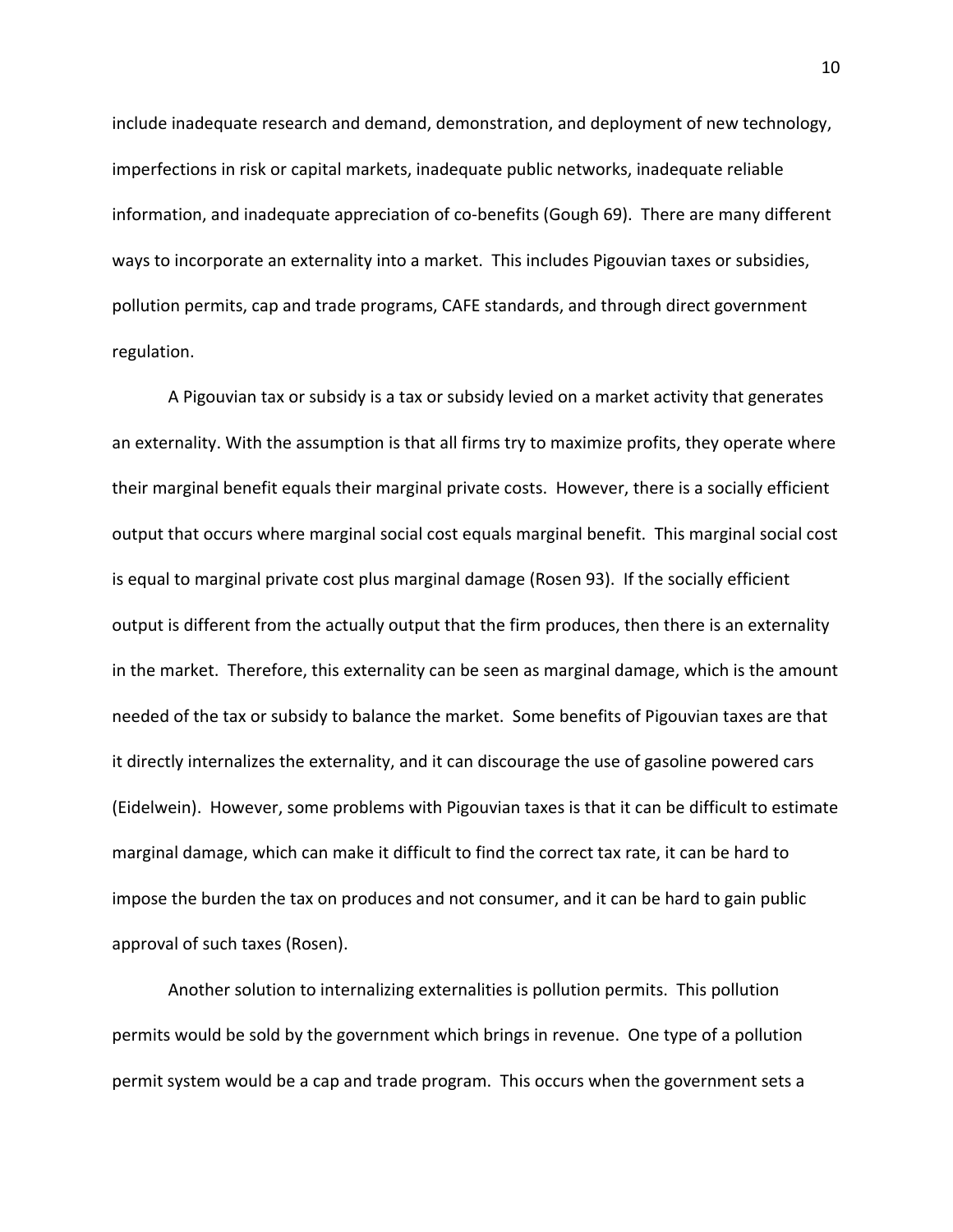include inadequate research and demand, demonstration, and deployment of new technology, imperfections in risk or capital markets, inadequate public networks, inadequate reliable information, and inadequate appreciation of co-benefits (Gough 69). There are many different ways to incorporate an externality into a market. This includes Pigouvian taxes or subsidies, pollution permits, cap and trade programs, CAFE standards, and through direct government regulation.

A Pigouvian tax or subsidy is a tax or subsidy levied on a market activity that generates an externality. With the assumption is that all firms try to maximize profits, they operate where their marginal benefit equals their marginal private costs. However, there is a socially efficient output that occurs where marginal social cost equals marginal benefit. This marginal social cost is equal to marginal private cost plus marginal damage (Rosen 93). If the socially efficient output is different from the actually output that the firm produces, then there is an externality in the market. Therefore, this externality can be seen as marginal damage, which is the amount needed of the tax or subsidy to balance the market. Some benefits of Pigouvian taxes are that it directly internalizes the externality, and it can discourage the use of gasoline powered cars (Eidelwein). However, some problems with Pigouvian taxes is that it can be difficult to estimate marginal damage, which can make it difficult to find the correct tax rate, it can be hard to impose the burden the tax on produces and not consumer, and it can be hard to gain public approval of such taxes (Rosen).

Another solution to internalizing externalities is pollution permits. This pollution permits would be sold by the government which brings in revenue. One type of a pollution permit system would be a cap and trade program. This occurs when the government sets a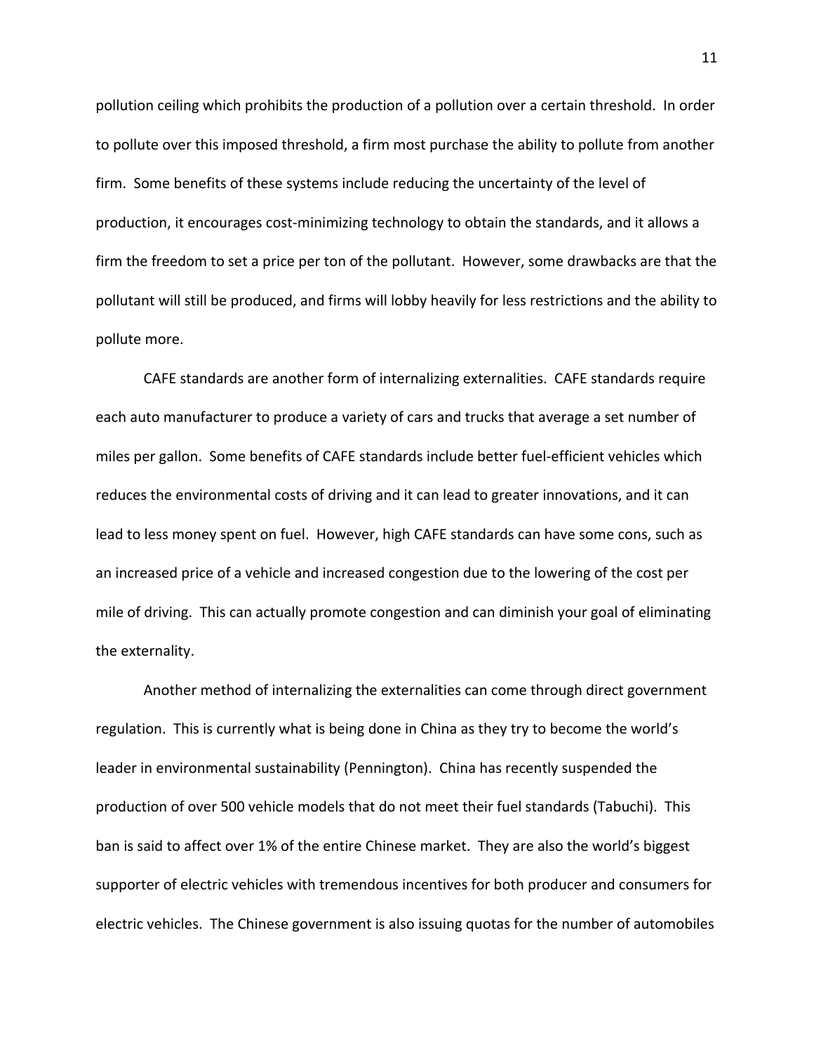pollution ceiling which prohibits the production of a pollution over a certain threshold. In order to pollute over this imposed threshold, a firm most purchase the ability to pollute from another firm. Some benefits of these systems include reducing the uncertainty of the level of production, it encourages cost-minimizing technology to obtain the standards, and it allows a firm the freedom to set a price per ton of the pollutant. However, some drawbacks are that the pollutant will still be produced, and firms will lobby heavily for less restrictions and the ability to pollute more.

CAFE standards are another form of internalizing externalities. CAFE standards require each auto manufacturer to produce a variety of cars and trucks that average a set number of miles per gallon. Some benefits of CAFE standards include better fuel-efficient vehicles which reduces the environmental costs of driving and it can lead to greater innovations, and it can lead to less money spent on fuel. However, high CAFE standards can have some cons, such as an increased price of a vehicle and increased congestion due to the lowering of the cost per mile of driving. This can actually promote congestion and can diminish your goal of eliminating the externality.

Another method of internalizing the externalities can come through direct government regulation. This is currently what is being done in China as they try to become the world's leader in environmental sustainability (Pennington). China has recently suspended the production of over 500 vehicle models that do not meet their fuel standards (Tabuchi). This ban is said to affect over 1% of the entire Chinese market. They are also the world's biggest supporter of electric vehicles with tremendous incentives for both producer and consumers for electric vehicles. The Chinese government is also issuing quotas for the number of automobiles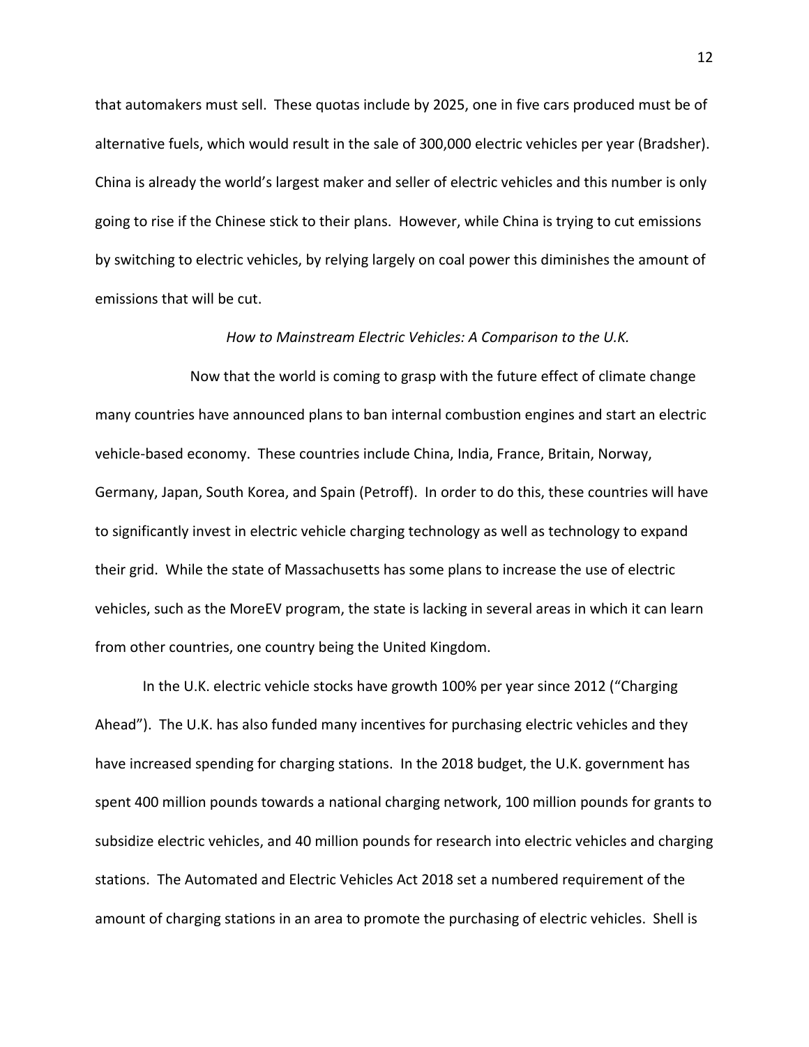that automakers must sell. These quotas include by 2025, one in five cars produced must be of alternative fuels, which would result in the sale of 300,000 electric vehicles per year (Bradsher). China is already the world's largest maker and seller of electric vehicles and this number is only going to rise if the Chinese stick to their plans. However, while China is trying to cut emissions by switching to electric vehicles, by relying largely on coal power this diminishes the amount of emissions that will be cut.

*How to Mainstream Electric Vehicles: A Comparison to the U.K.*

Now that the world is coming to grasp with the future effect of climate change many countries have announced plans to ban internal combustion engines and start an electric vehicle-based economy. These countries include China, India, France, Britain, Norway, Germany, Japan, South Korea, and Spain (Petroff). In order to do this, these countries will have to significantly invest in electric vehicle charging technology as well as technology to expand their grid. While the state of Massachusetts has some plans to increase the use of electric vehicles, such as the MoreEV program, the state is lacking in several areas in which it can learn from other countries, one country being the United Kingdom.

In the U.K. electric vehicle stocks have growth 100% per year since 2012 ("Charging Ahead"). The U.K. has also funded many incentives for purchasing electric vehicles and they have increased spending for charging stations. In the 2018 budget, the U.K. government has spent 400 million pounds towards a national charging network, 100 million pounds for grants to subsidize electric vehicles, and 40 million pounds for research into electric vehicles and charging stations. The Automated and Electric Vehicles Act 2018 set a numbered requirement of the amount of charging stations in an area to promote the purchasing of electric vehicles. Shell is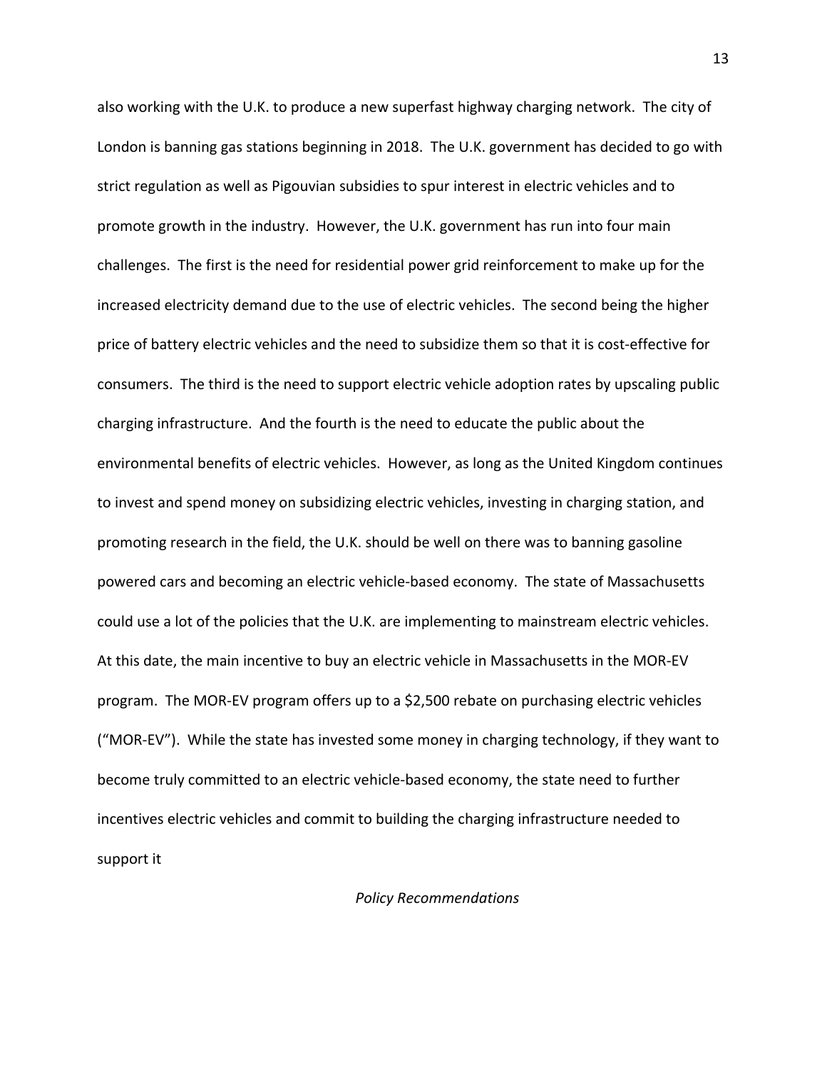also working with the U.K. to produce a new superfast highway charging network. The city of London is banning gas stations beginning in 2018. The U.K. government has decided to go with strict regulation as well as Pigouvian subsidies to spur interest in electric vehicles and to promote growth in the industry. However, the U.K. government has run into four main challenges. The first is the need for residential power grid reinforcement to make up for the increased electricity demand due to the use of electric vehicles. The second being the higher price of battery electric vehicles and the need to subsidize them so that it is cost-effective for consumers. The third is the need to support electric vehicle adoption rates by upscaling public charging infrastructure. And the fourth is the need to educate the public about the environmental benefits of electric vehicles. However, as long as the United Kingdom continues to invest and spend money on subsidizing electric vehicles, investing in charging station, and promoting research in the field, the U.K. should be well on there was to banning gasoline powered cars and becoming an electric vehicle-based economy. The state of Massachusetts could use a lot of the policies that the U.K. are implementing to mainstream electric vehicles. At this date, the main incentive to buy an electric vehicle in Massachusetts in the MOR-EV program. The MOR-EV program offers up to a $2,500 rebate on purchasing electric vehicles ("MOR-EV"). While the state has invested some money in charging technology, if they want to become truly committed to an electric vehicle-based economy, the state need to further incentives electric vehicles and commit to building the charging infrastructure needed to support it

## *Policy Recommendations*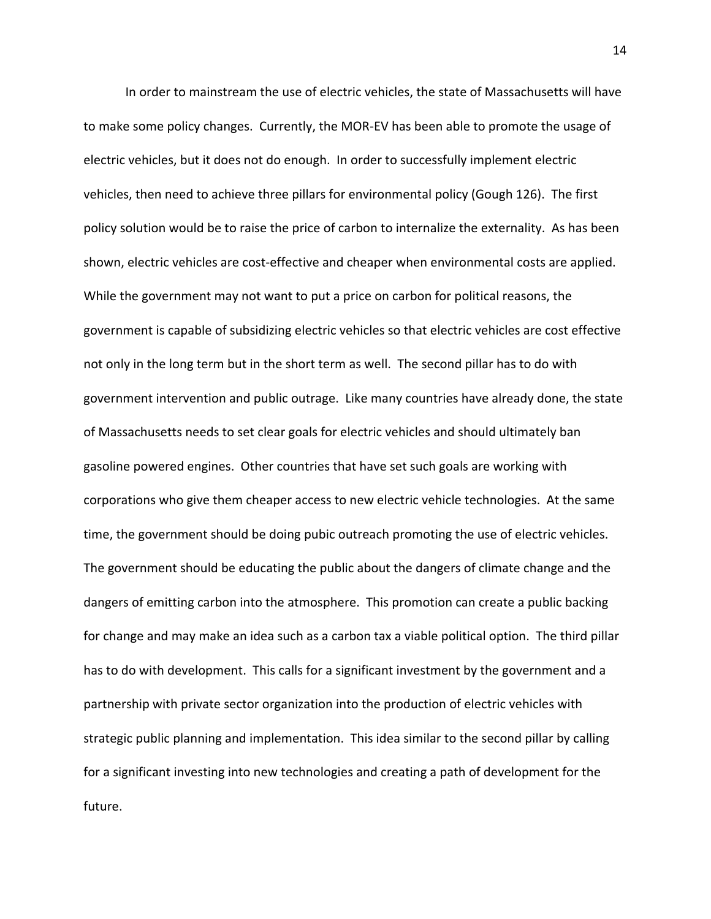In order to mainstream the use of electric vehicles, the state of Massachusetts will have to make some policy changes. Currently, the MOR-EV has been able to promote the usage of electric vehicles, but it does not do enough. In order to successfully implement electric vehicles, then need to achieve three pillars for environmental policy (Gough 126). The first policy solution would be to raise the price of carbon to internalize the externality. As has been shown, electric vehicles are cost-effective and cheaper when environmental costs are applied. While the government may not want to put a price on carbon for political reasons, the government is capable of subsidizing electric vehicles so that electric vehicles are cost effective not only in the long term but in the short term as well. The second pillar has to do with government intervention and public outrage. Like many countries have already done, the state of Massachusetts needs to set clear goals for electric vehicles and should ultimately ban gasoline powered engines. Other countries that have set such goals are working with corporations who give them cheaper access to new electric vehicle technologies. At the same time, the government should be doing pubic outreach promoting the use of electric vehicles. The government should be educating the public about the dangers of climate change and the dangers of emitting carbon into the atmosphere. This promotion can create a public backing for change and may make an idea such as a carbon tax a viable political option. The third pillar has to do with development. This calls for a significant investment by the government and a partnership with private sector organization into the production of electric vehicles with strategic public planning and implementation. This idea similar to the second pillar by calling for a significant investing into new technologies and creating a path of development for the future.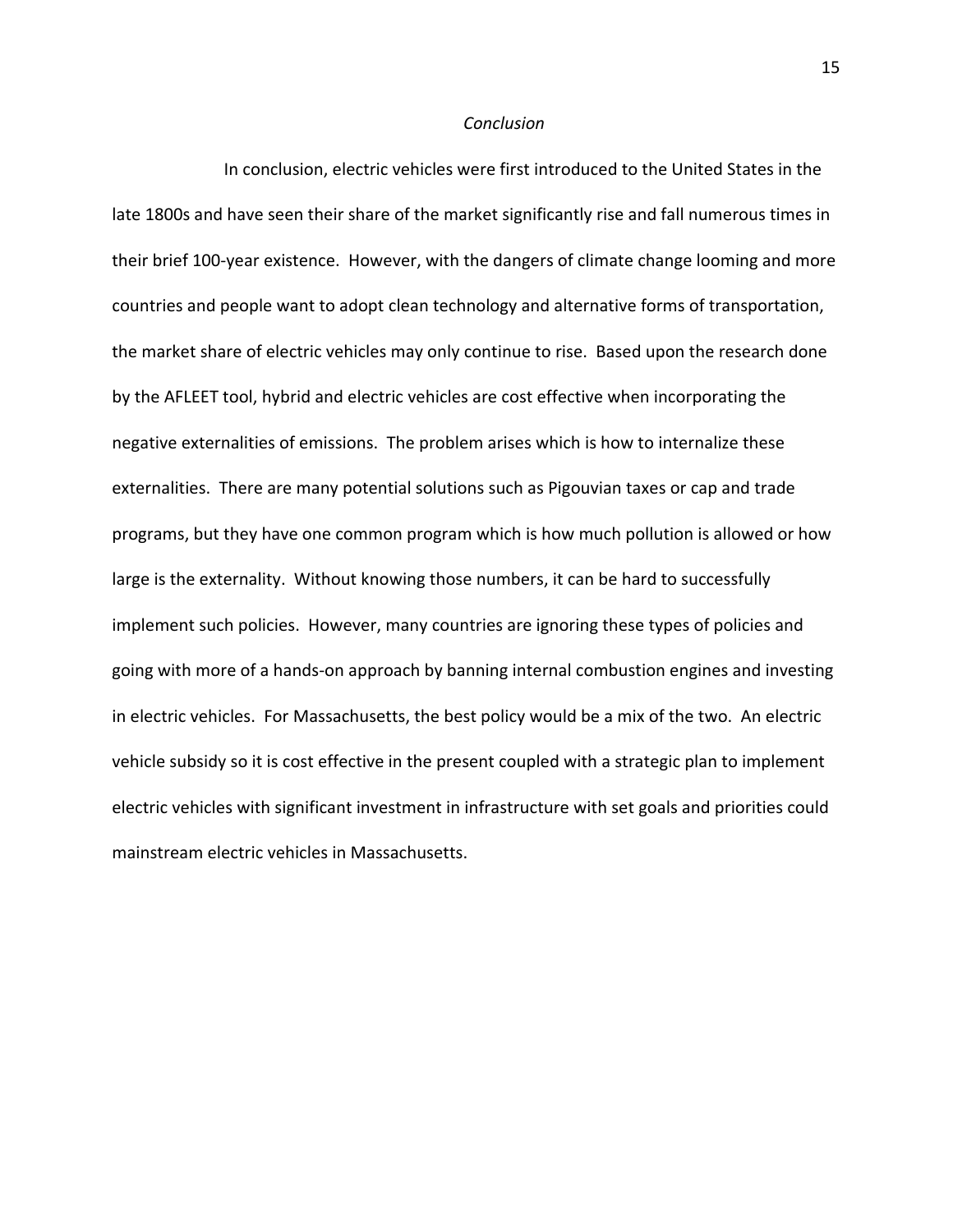*Conclusion*

In conclusion, electric vehicles were first introduced to the United States in the late 1800s and have seen their share of the market significantly rise and fall numerous times in their brief 100-year existence. However, with the dangers of climate change looming and more countries and people want to adopt clean technology and alternative forms of transportation, the market share of electric vehicles may only continue to rise. Based upon the research done by the AFLEET tool, hybrid and electric vehicles are cost effective when incorporating the negative externalities of emissions. The problem arises which is how to internalize these externalities. There are many potential solutions such as Pigouvian taxes or cap and trade programs, but they have one common program which is how much pollution is allowed or how large is the externality. Without knowing those numbers, it can be hard to successfully implement such policies. However, many countries are ignoring these types of policies and going with more of a hands-on approach by banning internal combustion engines and investing in electric vehicles. For Massachusetts, the best policy would be a mix of the two. An electric vehicle subsidy so it is cost effective in the present coupled with a strategic plan to implement electric vehicles with significant investment in infrastructure with set goals and priorities could mainstream electric vehicles in Massachusetts.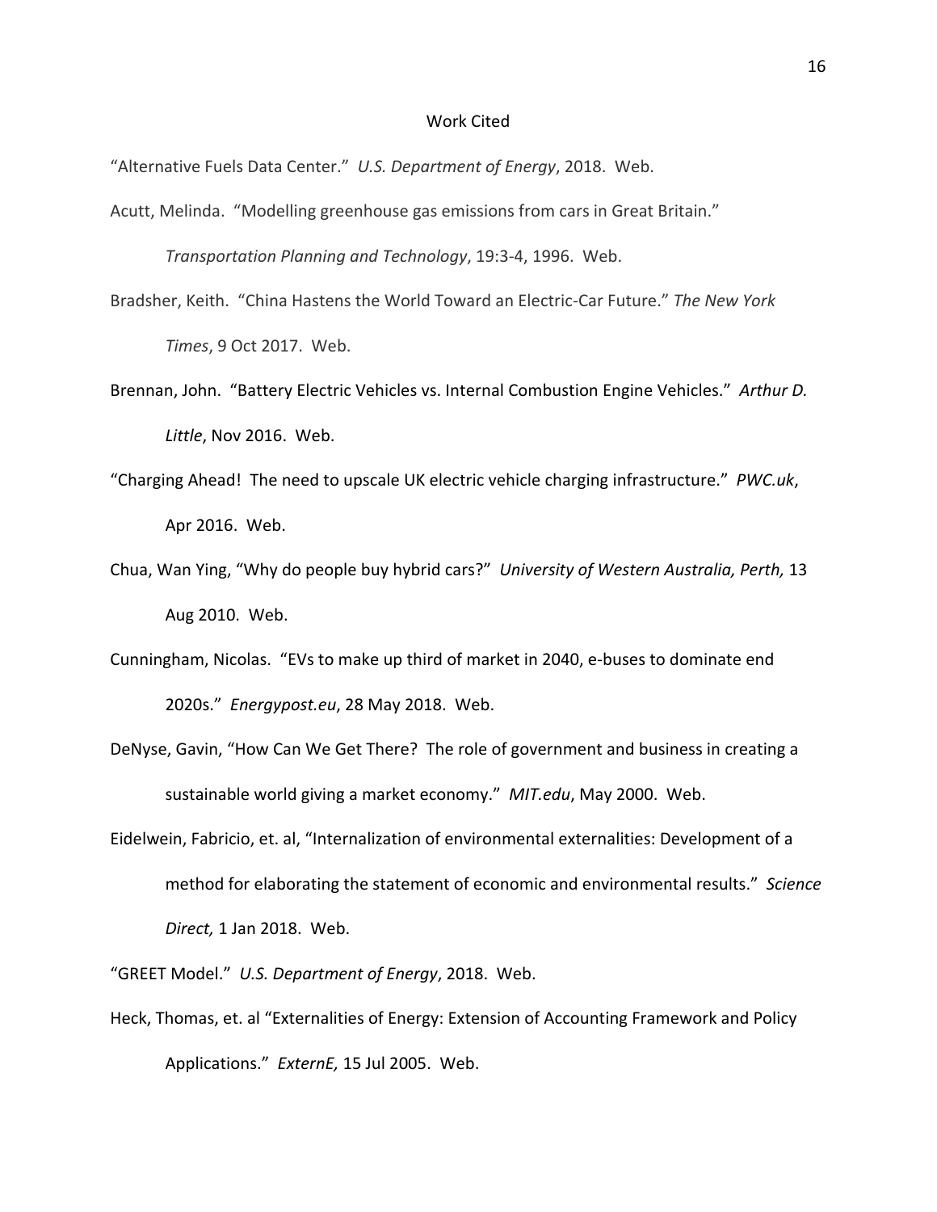# Work Cited

"Alternative Fuels Data Center." *U.S. Department of Energy*, 2018. Web.

Acutt, Melinda. "Modelling greenhouse gas emissions from cars in Great Britain." *Transportation Planning and Technology*, 19:3-4, 1996. Web.

Bradsher, Keith. "China Hastens the World Toward an Electric-Car Future." *The New York Times*, 9 Oct 2017. Web.

Brennan, John. "Battery Electric Vehicles vs. Internal Combustion Engine Vehicles." *Arthur D. Little*, Nov 2016. Web.

"Charging Ahead! The need to upscale UK electric vehicle charging infrastructure." *PWC.uk*, Apr 2016. Web.

Chua, Wan Ying, "Why do people buy hybrid cars?" *University of Western Australia, Perth,* 13 Aug 2010. Web.

Cunningham, Nicolas. "EVs to make up third of market in 2040, e-buses to dominate end 2020s." *Energypost.eu*, 28 May 2018. Web.

DeNyse, Gavin, "How Can We Get There? The role of government and business in creating a sustainable world giving a market economy." *MIT.edu*, May 2000. Web.

Eidelwein, Fabricio, et. al, "Internalization of environmental externalities: Development of a method for elaborating the statement of economic and environmental results." *Science Direct,* 1 Jan 2018. Web.

"GREET Model." *U.S. Department of Energy*, 2018. Web.

Heck, Thomas, et. al "Externalities of Energy: Extension of Accounting Framework and Policy Applications." *ExternE,* 15 Jul 2005. Web.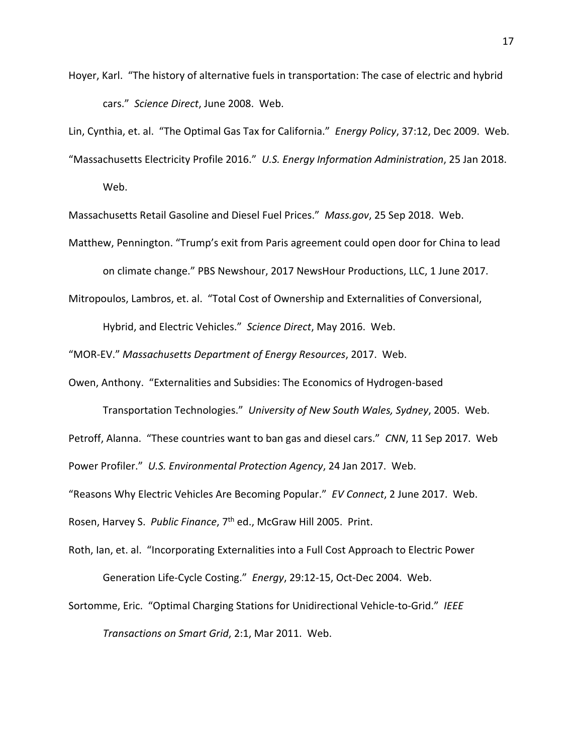Hoyer, Karl. "The history of alternative fuels in transportation: The case of electric and hybrid cars." *Science Direct*, June 2008. Web.

Lin, Cynthia, et. al. "The Optimal Gas Tax for California." *Energy Policy*, 37:12, Dec 2009. Web.

"Massachusetts Electricity Profile 2016." *U.S. Energy Information Administration*, 25 Jan 2018. Web.

Massachusetts Retail Gasoline and Diesel Fuel Prices." *Mass.gov*, 25 Sep 2018. Web.

Matthew, Pennington. "Trump's exit from Paris agreement could open door for China to lead on climate change." PBS Newshour, 2017 NewsHour Productions, LLC, 1 June 2017.

Mitropoulos, Lambros, et. al. "Total Cost of Ownership and Externalities of Conversional, Hybrid, and Electric Vehicles." *Science Direct*, May 2016. Web.

"MOR-EV." *Massachusetts Department of Energy Resources*, 2017. Web.

Owen, Anthony. "Externalities and Subsidies: The Economics of Hydrogen-based Transportation Technologies." *University of New South Wales, Sydney*, 2005. Web.

Petroff, Alanna. "These countries want to ban gas and diesel cars." *CNN*, 11 Sep 2017. Web

Power Profiler." *U.S. Environmental Protection Agency*, 24 Jan 2017. Web.

"Reasons Why Electric Vehicles Are Becoming Popular." *EV Connect*, 2 June 2017. Web.

Rosen, Harvey S. *Public Finance*, 7th ed., McGraw Hill 2005. Print.

Roth, Ian, et. al. "Incorporating Externalities into a Full Cost Approach to Electric Power Generation Life-Cycle Costing." *Energy*, 29:12-15, Oct-Dec 2004. Web.

Sortomme, Eric. "Optimal Charging Stations for Unidirectional Vehicle-to-Grid." *IEEE Transactions on Smart Grid*, 2:1, Mar 2011. Web.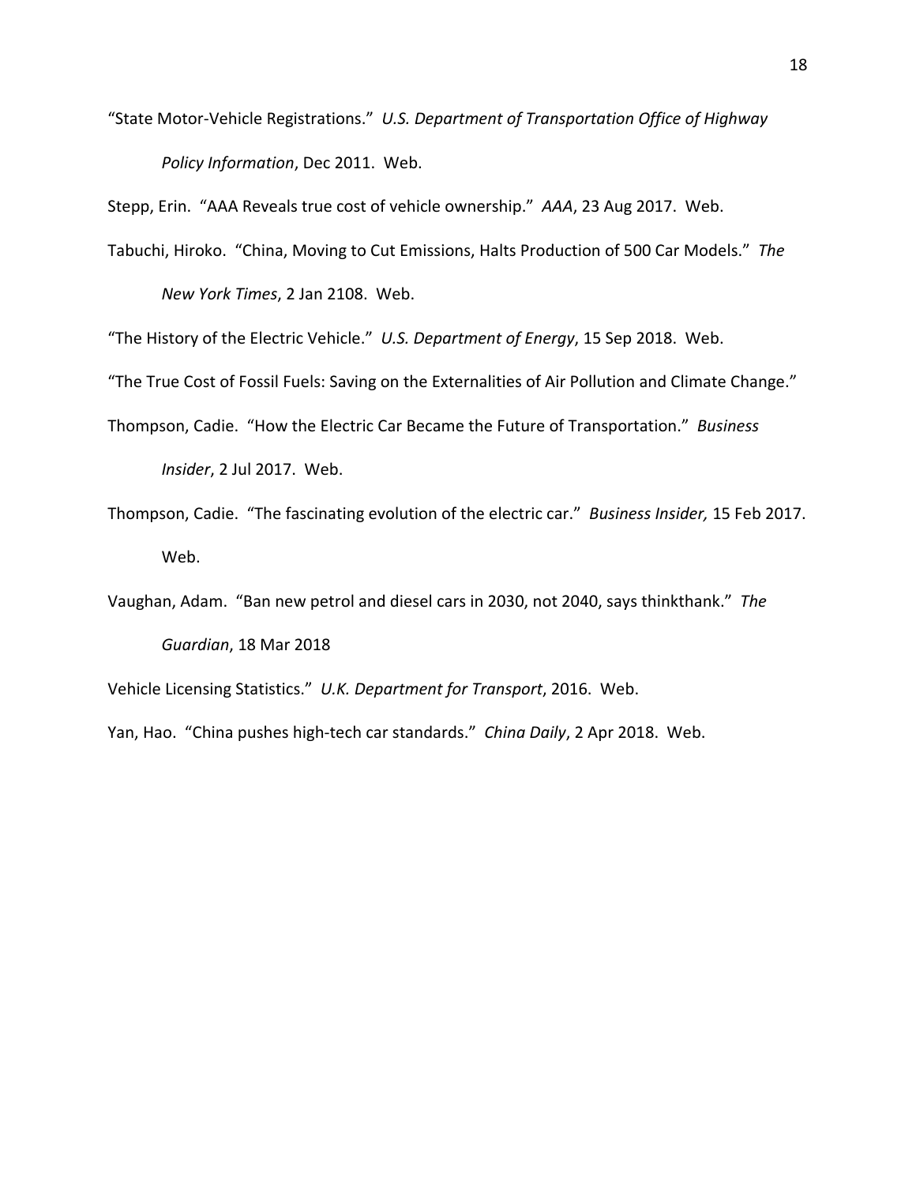“State Motor-Vehicle Registrations.” *U.S. Department of Transportation Office of Highway Policy Information*, Dec 2011. Web.

Stepp, Erin. “AAA Reveals true cost of vehicle ownership.” *AAA*, 23 Aug 2017. Web.

Tabuchi, Hiroko. “China, Moving to Cut Emissions, Halts Production of 500 Car Models.” *The New York Times*, 2 Jan 2108. Web.

“The History of the Electric Vehicle.” *U.S. Department of Energy*, 15 Sep 2018. Web.

“The True Cost of Fossil Fuels: Saving on the Externalities of Air Pollution and Climate Change.”

Thompson, Cadie. “How the Electric Car Became the Future of Transportation.” *Business Insider*, 2 Jul 2017. Web.

Thompson, Cadie. “The fascinating evolution of the electric car.” *Business Insider,* 15 Feb 2017. Web.

Vaughan, Adam. “Ban new petrol and diesel cars in 2030, not 2040, says thinkthank.” *The Guardian*, 18 Mar 2018

Vehicle Licensing Statistics.” *U.K. Department for Transport*, 2016. Web.

Yan, Hao. “China pushes high-tech car standards.” *China Daily*, 2 Apr 2018. Web.